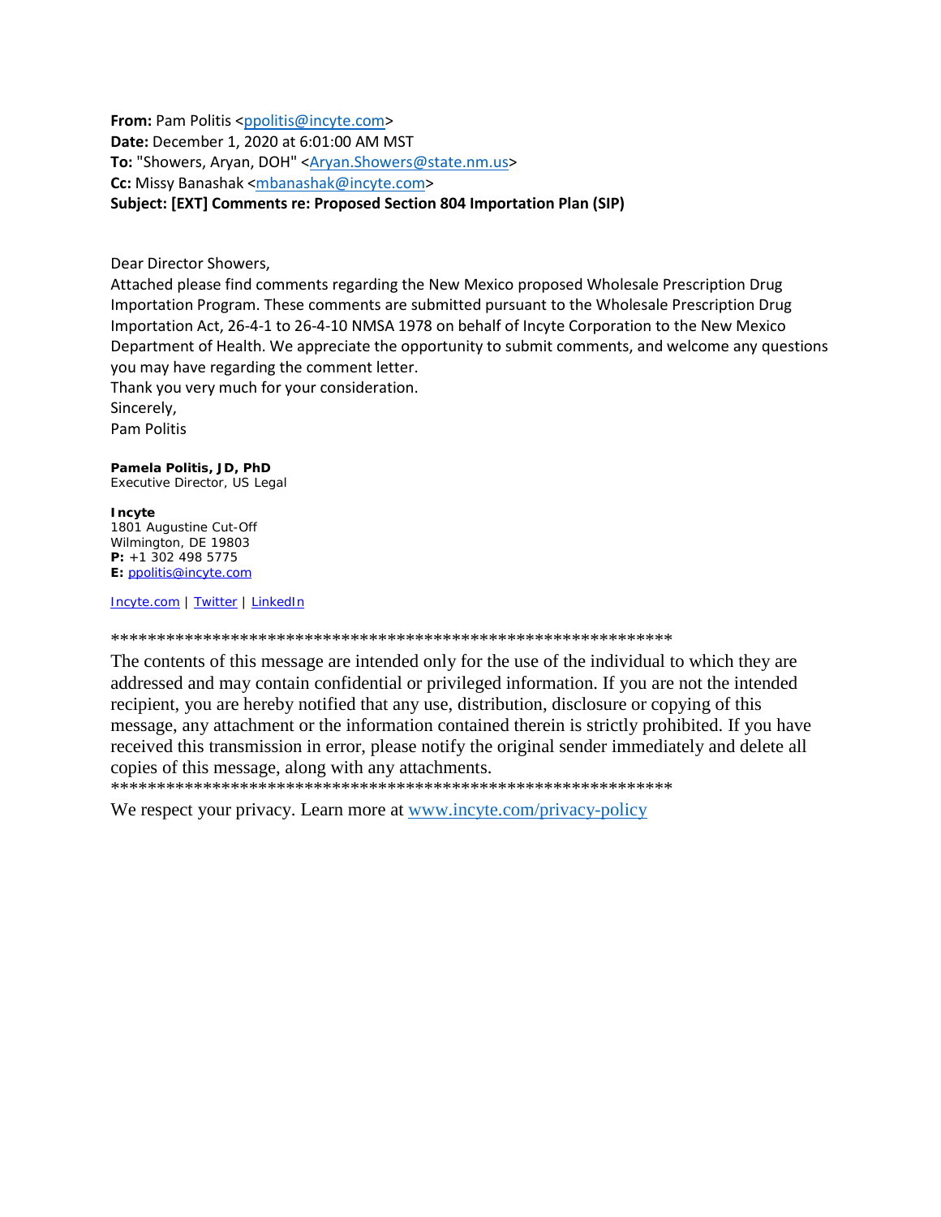**From:** Pam Politis <ppolitis@incyte.com>
**Date:** December 1, 2020 at 6:01:00 AM MST
**To:** "Showers, Aryan, DOH" <Aryan.Showers@state.nm.us>
**Cc:** Missy Banashak <mbanashak@incyte.com>
**Subject: [EXT] Comments re: Proposed Section 804 Importation Plan (SIP)**

Dear Director Showers,
Attached please find comments regarding the New Mexico proposed Wholesale Prescription Drug Importation Program. These comments are submitted pursuant to the Wholesale Prescription Drug Importation Act, 26-4-1 to 26-4-10 NMSA 1978 on behalf of Incyte Corporation to the New Mexico Department of Health. We appreciate the opportunity to submit comments, and welcome any questions you may have regarding the comment letter.
Thank you very much for your consideration.
Sincerely,
Pam Politis

**Pamela Politis, JD, PhD**
Executive Director, US Legal

**Incyte**
1801 Augustine Cut-Off
Wilmington, DE 19803
**P:** +1 302 498 5775
**E:** ppolitis@incyte.com

Incyte.com | Twitter | LinkedIn

**************************************************************

The contents of this message are intended only for the use of the individual to which they are addressed and may contain confidential or privileged information. If you are not the intended recipient, you are hereby notified that any use, distribution, disclosure or copying of this message, any attachment or the information contained therein is strictly prohibited. If you have received this transmission in error, please notify the original sender immediately and delete all copies of this message, along with any attachments.

**************************************************************

We respect your privacy. Learn more at www.incyte.com/privacy-policy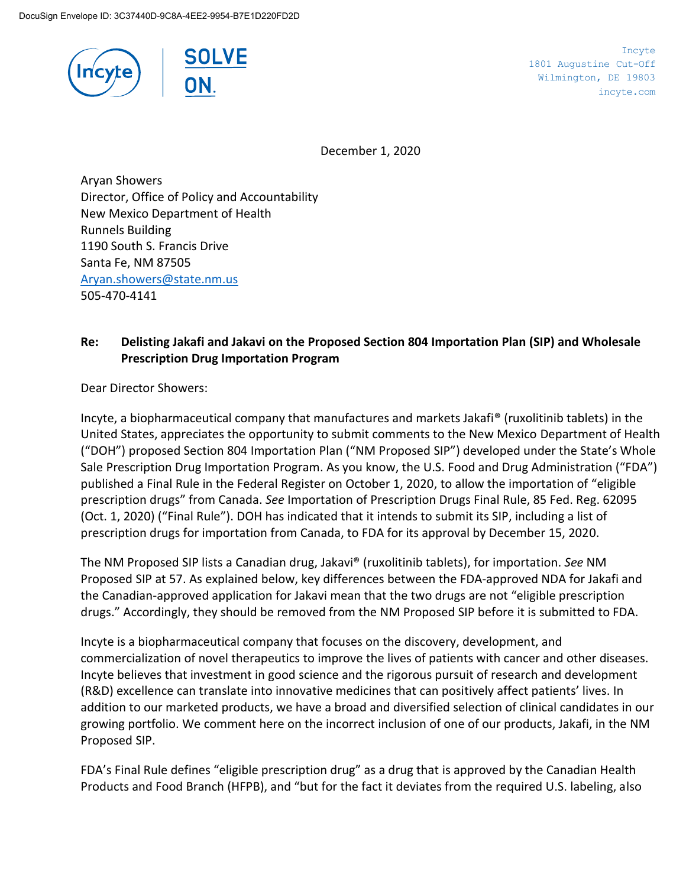DocuSign Envelope ID: 3C37440D-9C8A-4EE2-9954-B7E1D220FD2D

Incyte
1801 Augustine Cut-Off
Wilmington, DE 19803
incyte.com

December 1, 2020

Aryan Showers
Director, Office of Policy and Accountability
New Mexico Department of Health
Runnels Building
1190 South S. Francis Drive
Santa Fe, NM 87505
Aryan.showers@state.nm.us
505-470-4141

**Re: Delisting Jakafi and Jakavi on the Proposed Section 804 Importation Plan (SIP) and Wholesale Prescription Drug Importation Program**

Dear Director Showers:

Incyte, a biopharmaceutical company that manufactures and markets Jakafi® (ruxolitinib tablets) in the United States, appreciates the opportunity to submit comments to the New Mexico Department of Health ("DOH") proposed Section 804 Importation Plan ("NM Proposed SIP") developed under the State's Whole Sale Prescription Drug Importation Program. As you know, the U.S. Food and Drug Administration ("FDA") published a Final Rule in the Federal Register on October 1, 2020, to allow the importation of "eligible prescription drugs" from Canada. *See* Importation of Prescription Drugs Final Rule, 85 Fed. Reg. 62095 (Oct. 1, 2020) ("Final Rule"). DOH has indicated that it intends to submit its SIP, including a list of prescription drugs for importation from Canada, to FDA for its approval by December 15, 2020.

The NM Proposed SIP lists a Canadian drug, Jakavi® (ruxolitinib tablets), for importation. *See* NM Proposed SIP at 57. As explained below, key differences between the FDA-approved NDA for Jakafi and the Canadian-approved application for Jakavi mean that the two drugs are not "eligible prescription drugs." Accordingly, they should be removed from the NM Proposed SIP before it is submitted to FDA.

Incyte is a biopharmaceutical company that focuses on the discovery, development, and commercialization of novel therapeutics to improve the lives of patients with cancer and other diseases. Incyte believes that investment in good science and the rigorous pursuit of research and development (R&D) excellence can translate into innovative medicines that can positively affect patients' lives. In addition to our marketed products, we have a broad and diversified selection of clinical candidates in our growing portfolio. We comment here on the incorrect inclusion of one of our products, Jakafi, in the NM Proposed SIP.

FDA's Final Rule defines "eligible prescription drug" as a drug that is approved by the Canadian Health Products and Food Branch (HFPB), and "but for the fact it deviates from the required U.S. labeling, also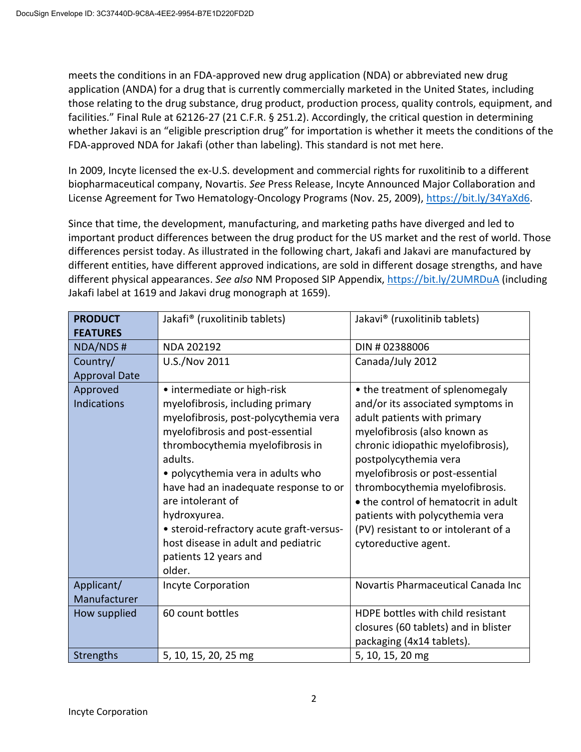meets the conditions in an FDA-approved new drug application (NDA) or abbreviated new drug application (ANDA) for a drug that is currently commercially marketed in the United States, including those relating to the drug substance, drug product, production process, quality controls, equipment, and facilities." Final Rule at 62126-27 (21 C.F.R. § 251.2). Accordingly, the critical question in determining whether Jakavi is an "eligible prescription drug" for importation is whether it meets the conditions of the FDA-approved NDA for Jakafi (other than labeling). This standard is not met here.

In 2009, Incyte licensed the ex-U.S. development and commercial rights for ruxolitinib to a different biopharmaceutical company, Novartis. *See* Press Release, Incyte Announced Major Collaboration and License Agreement for Two Hematology-Oncology Programs (Nov. 25, 2009), https://bit.ly/34YaXd6.

Since that time, the development, manufacturing, and marketing paths have diverged and led to important product differences between the drug product for the US market and the rest of world. Those differences persist today. As illustrated in the following chart, Jakafi and Jakavi are manufactured by different entities, have different approved indications, are sold in different dosage strengths, and have different physical appearances. *See also* NM Proposed SIP Appendix, https://bit.ly/2UMRDuA (including Jakafi label at 1619 and Jakavi drug monograph at 1659).

| **PRODUCT FEATURES** | Jakafi® (ruxolitinib tablets) | Jakavi® (ruxolitinib tablets) |
|---|---|---|
| NDA/NDS # | NDA 202192 | DIN # 02388006 |
| Country/ Approval Date | U.S./Nov 2011 | Canada/July 2012 |
| Approved Indications | • intermediate or high-risk myelofibrosis, including primary myelofibrosis, post-polycythemia vera myelofibrosis and post-essential thrombocythemia myelofibrosis in adults.<br>• polycythemia vera in adults who have had an inadequate response to or are intolerant of hydroxyurea.<br>• steroid-refractory acute graft-versus-host disease in adult and pediatric patients 12 years and older. | • the treatment of splenomegaly and/or its associated symptoms in adult patients with primary myelofibrosis (also known as chronic idiopathic myelofibrosis), postpolycythemia vera myelofibrosis or post-essential thrombocythemia myelofibrosis.<br>• the control of hematocrit in adult patients with polycythemia vera (PV) resistant to or intolerant of a cytoreductive agent. |
| Applicant/ Manufacturer | Incyte Corporation | Novartis Pharmaceutical Canada Inc |
| How supplied | 60 count bottles | HDPE bottles with child resistant closures (60 tablets) and in blister packaging (4x14 tablets). |
| Strengths | 5, 10, 15, 20, 25 mg | 5, 10, 15, 20 mg |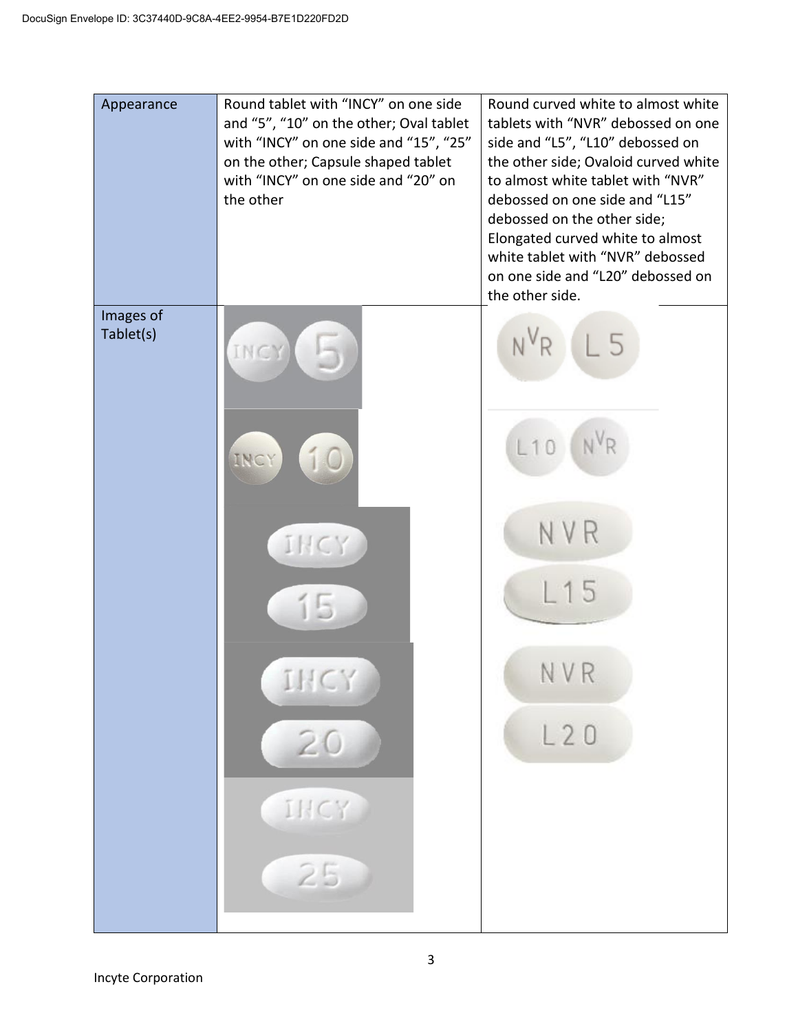| Appearance | Round tablet with “INCY” on one side and “5”, “10” on the other; Oval tablet with “INCY” on one side and “15”, “25” on the other; Capsule shaped tablet with “INCY” on one side and “20” on the other | Round curved white to almost white tablets with “NVR” debossed on one side and “L5”, “L10” debossed on the other side; Ovaloid curved white to almost white tablet with “NVR” debossed on one side and “L15” debossed on the other side; Elongated curved white to almost white tablet with “NVR” debossed on one side and “L20” debossed on the other side. |
|---|---|---|
| Images of Tablet(s) | | |

Incyte Corporation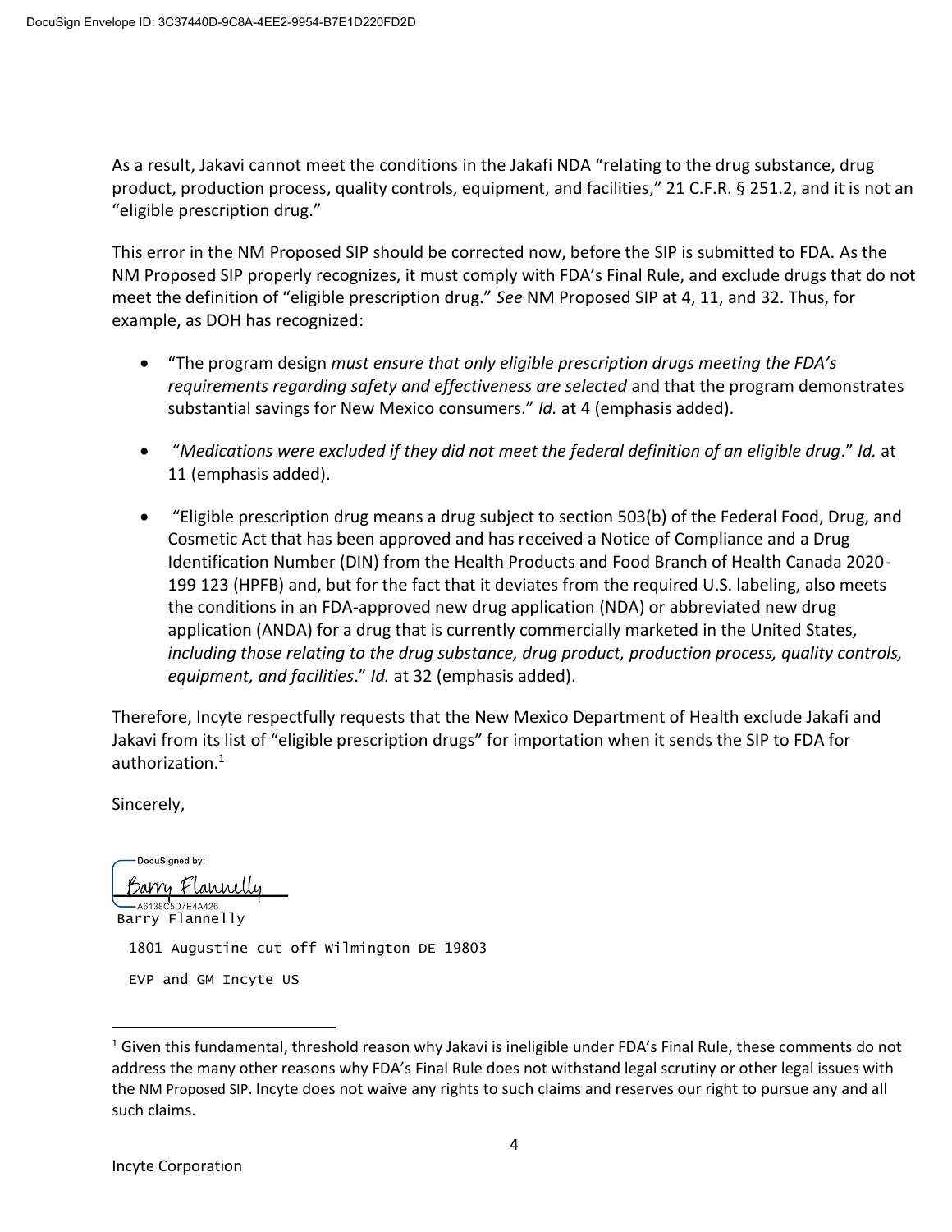As a result, Jakavi cannot meet the conditions in the Jakafi NDA "relating to the drug substance, drug product, production process, quality controls, equipment, and facilities," 21 C.F.R. § 251.2, and it is not an "eligible prescription drug."

This error in the NM Proposed SIP should be corrected now, before the SIP is submitted to FDA. As the NM Proposed SIP properly recognizes, it must comply with FDA's Final Rule, and exclude drugs that do not meet the definition of "eligible prescription drug." *See* NM Proposed SIP at 4, 11, and 32. Thus, for example, as DOH has recognized:

- "The program design *must ensure that only eligible prescription drugs meeting the FDA's requirements regarding safety and effectiveness are selected* and that the program demonstrates substantial savings for New Mexico consumers." *Id.* at 4 (emphasis added).
- "*Medications were excluded if they did not meet the federal definition of an eligible drug*." *Id.* at 11 (emphasis added).
- "Eligible prescription drug means a drug subject to section 503(b) of the Federal Food, Drug, and Cosmetic Act that has been approved and has received a Notice of Compliance and a Drug Identification Number (DIN) from the Health Products and Food Branch of Health Canada 2020-199 123 (HPFB) and, but for the fact that it deviates from the required U.S. labeling, also meets the conditions in an FDA-approved new drug application (NDA) or abbreviated new drug application (ANDA) for a drug that is currently commercially marketed in the United States*, including those relating to the drug substance, drug product, production process, quality controls, equipment, and facilities*." *Id.* at 32 (emphasis added).

Therefore, Incyte respectfully requests that the New Mexico Department of Health exclude Jakafi and Jakavi from its list of "eligible prescription drugs" for importation when it sends the SIP to FDA for authorization.[1]

Sincerely,

DocuSigned by:
Barry Flannelly
A6138C5D7E4A426
Barry Flannelly

1801 Augustine cut off Wilmington DE 19803

EVP and GM Incyte US

---

[1] Given this fundamental, threshold reason why Jakavi is ineligible under FDA's Final Rule, these comments do not address the many other reasons why FDA's Final Rule does not withstand legal scrutiny or other legal issues with the NM Proposed SIP. Incyte does not waive any rights to such claims and reserves our right to pursue any and all such claims.